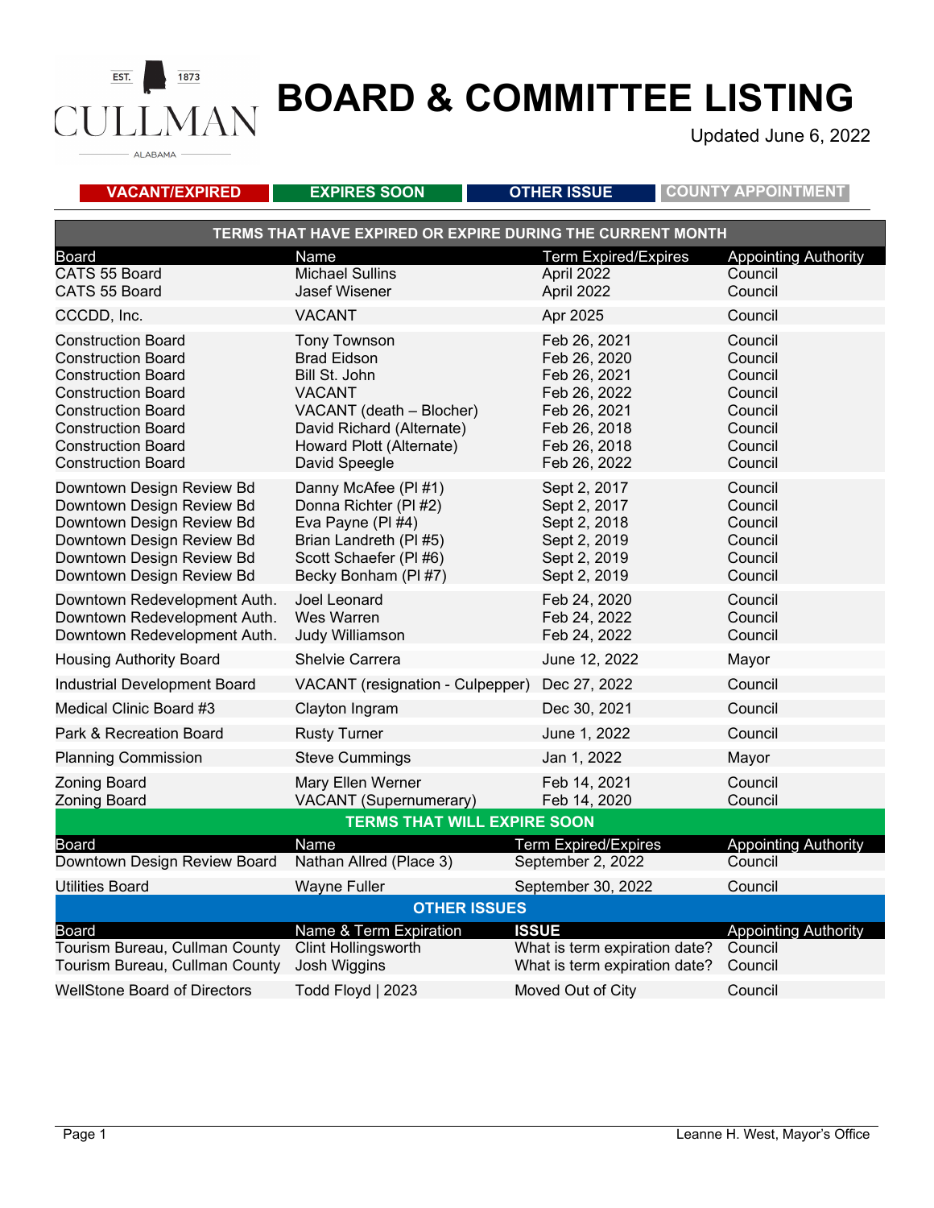# BOARD & COMMITTEE LISTING

Updated June 6, 2022

**VACANT/EXPIRED** | **EXPIRES SOON** | **OTHER ISSUE** | **COUNTY APPOINTMENT**

## TERMS THAT HAVE EXPIRED OR EXPIRE DURING THE CURRENT MONTH

| Board | Name | Term Expired/Expires | Appointing Authority |
|---|---|---|---|
| CATS 55 Board | Michael Sullins | April 2022 | Council |
| CATS 55 Board | Jasef Wisener | April 2022 | Council |
| CCCDD, Inc. | VACANT | Apr 2025 | Council |
| Construction Board | Tony Townson | Feb 26, 2021 | Council |
| Construction Board | Brad Eidson | Feb 26, 2020 | Council |
| Construction Board | Bill St. John | Feb 26, 2021 | Council |
| Construction Board | VACANT | Feb 26, 2022 | Council |
| Construction Board | VACANT (death – Blocher) | Feb 26, 2021 | Council |
| Construction Board | David Richard (Alternate) | Feb 26, 2018 | Council |
| Construction Board | Howard Plott (Alternate) | Feb 26, 2018 | Council |
| Construction Board | David Speegle | Feb 26, 2022 | Council |
| Downtown Design Review Bd | Danny McAfee (Pl #1) | Sept 2, 2017 | Council |
| Downtown Design Review Bd | Donna Richter (Pl #2) | Sept 2, 2017 | Council |
| Downtown Design Review Bd | Eva Payne (Pl #4) | Sept 2, 2018 | Council |
| Downtown Design Review Bd | Brian Landreth (Pl #5) | Sept 2, 2019 | Council |
| Downtown Design Review Bd | Scott Schaefer (Pl #6) | Sept 2, 2019 | Council |
| Downtown Design Review Bd | Becky Bonham (Pl #7) | Sept 2, 2019 | Council |
| Downtown Redevelopment Auth. | Joel Leonard | Feb 24, 2020 | Council |
| Downtown Redevelopment Auth. | Wes Warren | Feb 24, 2022 | Council |
| Downtown Redevelopment Auth. | Judy Williamson | Feb 24, 2022 | Council |
| Housing Authority Board | Shelvie Carrera | June 12, 2022 | Mayor |
| Industrial Development Board | VACANT (resignation - Culpepper) | Dec 27, 2022 | Council |
| Medical Clinic Board #3 | Clayton Ingram | Dec 30, 2021 | Council |
| Park & Recreation Board | Rusty Turner | June 1, 2022 | Council |
| Planning Commission | Steve Cummings | Jan 1, 2022 | Mayor |
| Zoning Board | Mary Ellen Werner | Feb 14, 2021 | Council |
| Zoning Board | VACANT (Supernumerary) | Feb 14, 2020 | Council |

## TERMS THAT WILL EXPIRE SOON

| Board | Name | Term Expired/Expires | Appointing Authority |
|---|---|---|---|
| Downtown Design Review Board | Nathan Allred (Place 3) | September 2, 2022 | Council |
| Utilities Board | Wayne Fuller | September 30, 2022 | Council |

## OTHER ISSUES

| Board | Name & Term Expiration | ISSUE | Appointing Authority |
|---|---|---|---|
| Tourism Bureau, Cullman County | Clint Hollingsworth | What is term expiration date? | Council |
| Tourism Bureau, Cullman County | Josh Wiggins | What is term expiration date? | Council |
| WellStone Board of Directors | Todd Floyd \| 2023 | Moved Out of City | Council |

Leanne H. West, Mayor's Office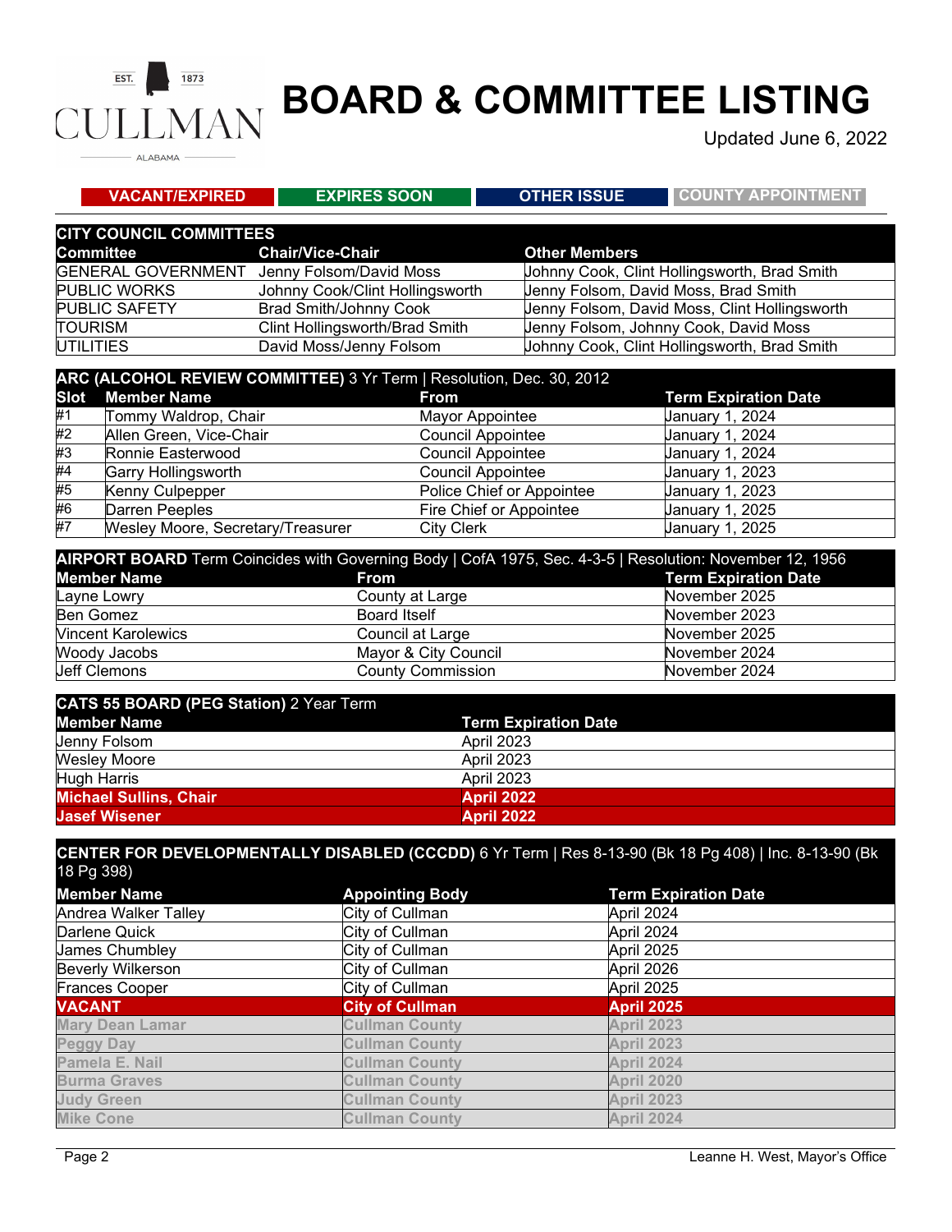# BOARD & COMMITTEE LISTING

Updated June 6, 2022

**VACANT/EXPIRED** | **EXPIRES SOON** | **OTHER ISSUE** | **COUNTY APPOINTMENT**

| CITY COUNCIL COMMITTEES | | |
|---|---|---|
| **Committee** | **Chair/Vice-Chair** | **Other Members** |
| GENERAL GOVERNMENT | Jenny Folsom/David Moss | Johnny Cook, Clint Hollingsworth, Brad Smith |
| PUBLIC WORKS | Johnny Cook/Clint Hollingsworth | Jenny Folsom, David Moss, Brad Smith |
| PUBLIC SAFETY | Brad Smith/Johnny Cook | Jenny Folsom, David Moss, Clint Hollingsworth |
| TOURISM | Clint Hollingsworth/Brad Smith | Jenny Folsom, Johnny Cook, David Moss |
| UTILITIES | David Moss/Jenny Folsom | Johnny Cook, Clint Hollingsworth, Brad Smith |

| **ARC (ALCOHOL REVIEW COMMITTEE)** 3 Yr Term \| Resolution, Dec. 30, 2012 | | | |
|---|---|---|---|
| **Slot** | **Member Name** | **From** | **Term Expiration Date** |
| #1 | Tommy Waldrop, Chair | Mayor Appointee | January 1, 2024 |
| #2 | Allen Green, Vice-Chair | Council Appointee | January 1, 2024 |
| #3 | Ronnie Easterwood | Council Appointee | January 1, 2024 |
| #4 | Garry Hollingsworth | Council Appointee | January 1, 2023 |
| #5 | Kenny Culpepper | Police Chief or Appointee | January 1, 2023 |
| #6 | Darren Peeples | Fire Chief or Appointee | January 1, 2025 |
| #7 | Wesley Moore, Secretary/Treasurer | City Clerk | January 1, 2025 |

| **AIRPORT BOARD** Term Coincides with Governing Body \| CofA 1975, Sec. 4-3-5 \| Resolution: November 12, 1956 | | |
|---|---|---|
| **Member Name** | **From** | **Term Expiration Date** |
| Layne Lowry | County at Large | November 2025 |
| Ben Gomez | Board Itself | November 2023 |
| Vincent Karolewics | Council at Large | November 2025 |
| Woody Jacobs | Mayor & City Council | November 2024 |
| Jeff Clemons | County Commission | November 2024 |

| **CATS 55 BOARD (PEG Station)** 2 Year Term | |
|---|---|
| **Member Name** | **Term Expiration Date** |
| Jenny Folsom | April 2023 |
| Wesley Moore | April 2023 |
| Hugh Harris | April 2023 |
| **Michael Sullins, Chair** | **April 2022** |
| **Jasef Wisener** | **April 2022** |

| **CENTER FOR DEVELOPMENTALLY DISABLED (CCCDD)** 6 Yr Term \| Res 8-13-90 (Bk 18 Pg 408) \| Inc. 8-13-90 (Bk 18 Pg 398) | | |
|---|---|---|
| **Member Name** | **Appointing Body** | **Term Expiration Date** |
| Andrea Walker Talley | City of Cullman | April 2024 |
| Darlene Quick | City of Cullman | April 2024 |
| James Chumbley | City of Cullman | April 2025 |
| Beverly Wilkerson | City of Cullman | April 2026 |
| Frances Cooper | City of Cullman | April 2025 |
| **VACANT** | **City of Cullman** | **April 2025** |
| Mary Dean Lamar | Cullman County | April 2023 |
| Peggy Day | Cullman County | April 2023 |
| Pamela E. Nail | Cullman County | April 2024 |
| Burma Graves | Cullman County | April 2020 |
| Judy Green | Cullman County | April 2023 |
| Mike Cone | Cullman County | April 2024 |

Leanne H. West, Mayor's Office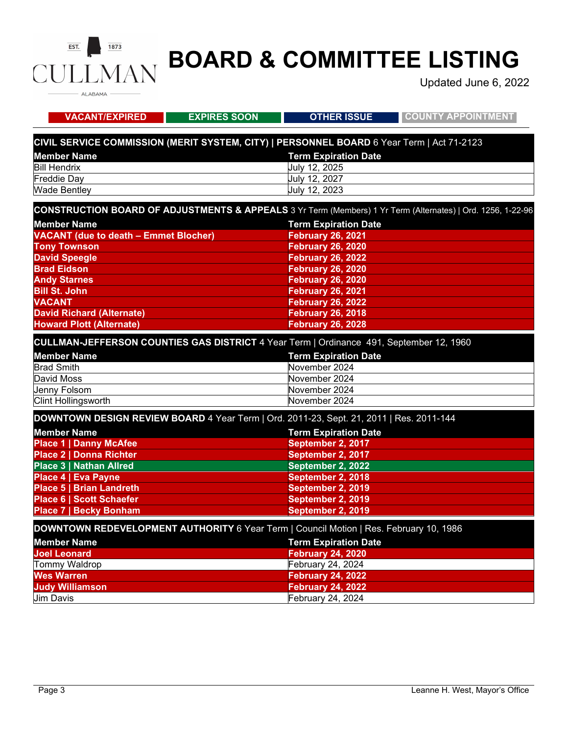# BOARD & COMMITTEE LISTING

Updated June 6, 2022

VACANT/EXPIRED | EXPIRES SOON | OTHER ISSUE | COUNTY APPOINTMENT

| **CIVIL SERVICE COMMISSION (MERIT SYSTEM, CITY) \| PERSONNEL BOARD** 6 Year Term \| Act 71-2123 | |
|---|---|
| **Member Name** | **Term Expiration Date** |
| Bill Hendrix | July 12, 2025 |
| Freddie Day | July 12, 2027 |
| Wade Bentley | July 12, 2023 |

| **CONSTRUCTION BOARD OF ADJUSTMENTS & APPEALS** 3 Yr Term (Members) 1 Yr Term (Alternates) \| Ord. 1256, 1-22-96 | |
|---|---|
| **Member Name** | **Term Expiration Date** |
| **VACANT (due to death – Emmet Blocher)** | **February 26, 2021** |
| **Tony Townson** | **February 26, 2020** |
| **David Speegle** | **February 26, 2022** |
| **Brad Eidson** | **February 26, 2020** |
| **Andy Starnes** | **February 26, 2020** |
| **Bill St. John** | **February 26, 2021** |
| **VACANT** | **February 26, 2022** |
| **David Richard (Alternate)** | **February 26, 2018** |
| **Howard Plott (Alternate)** | **February 26, 2028** |

| **CULLMAN-JEFFERSON COUNTIES GAS DISTRICT** 4 Year Term \| Ordinance 491, September 12, 1960 | |
|---|---|
| **Member Name** | **Term Expiration Date** |
| Brad Smith | November 2024 |
| David Moss | November 2024 |
| Jenny Folsom | November 2024 |
| Clint Hollingsworth | November 2024 |

| **DOWNTOWN DESIGN REVIEW BOARD** 4 Year Term \| Ord. 2011-23, Sept. 21, 2011 \| Res. 2011-144 | |
|---|---|
| **Member Name** | **Term Expiration Date** |
| **Place 1 \| Danny McAfee** | **September 2, 2017** |
| **Place 2 \| Donna Richter** | **September 2, 2017** |
| **Place 3 \| Nathan Allred** | **September 2, 2022** |
| **Place 4 \| Eva Payne** | **September 2, 2018** |
| **Place 5 \| Brian Landreth** | **September 2, 2019** |
| **Place 6 \| Scott Schaefer** | **September 2, 2019** |
| **Place 7 \| Becky Bonham** | **September 2, 2019** |

| **DOWNTOWN REDEVELOPMENT AUTHORITY** 6 Year Term \| Council Motion \| Res. February 10, 1986 | |
|---|---|
| **Member Name** | **Term Expiration Date** |
| **Joel Leonard** | **February 24, 2020** |
| Tommy Waldrop | February 24, 2024 |
| **Wes Warren** | **February 24, 2022** |
| **Judy Williamson** | **February 24, 2022** |
| Jim Davis | February 24, 2024 |

Leanne H. West, Mayor's Office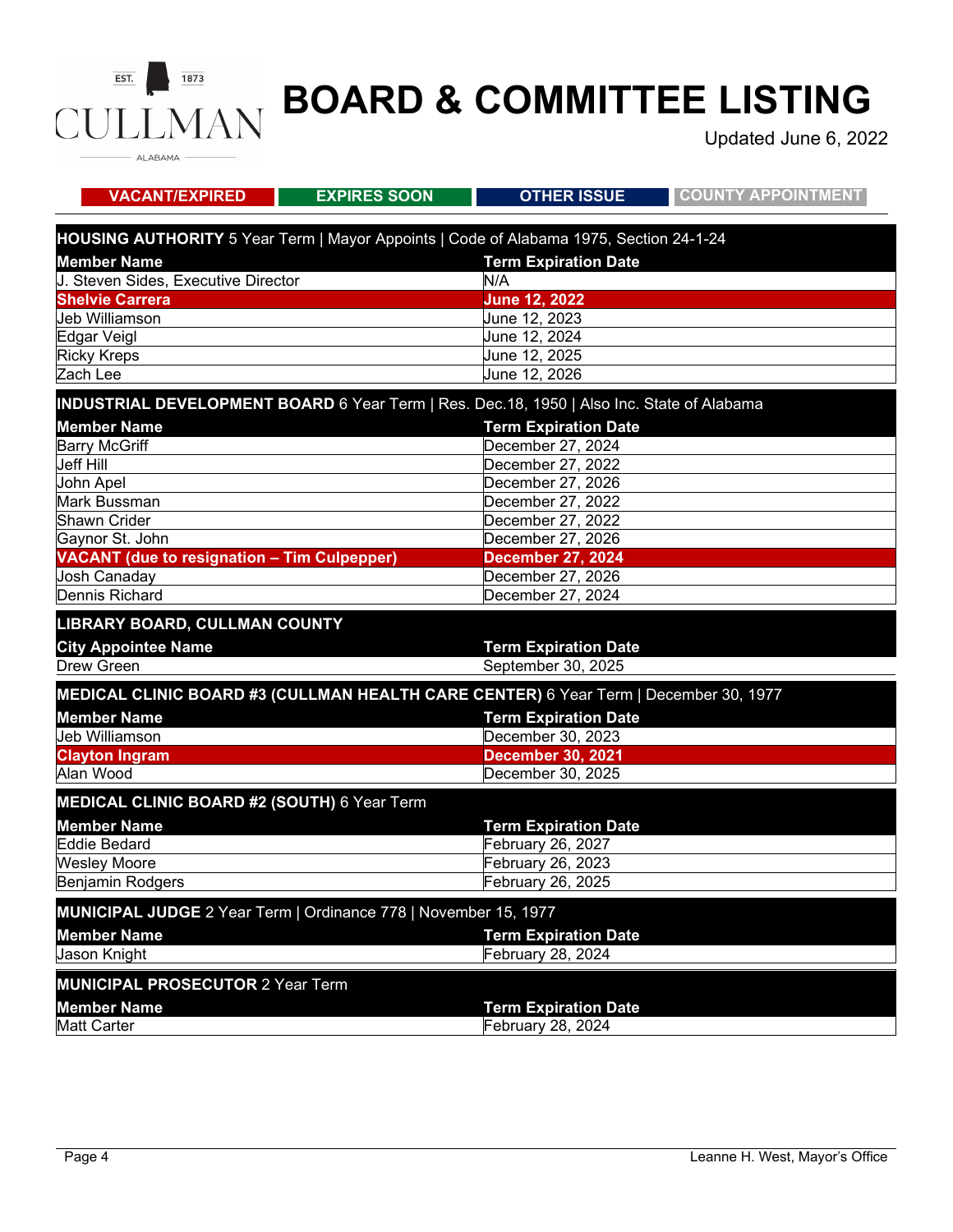# BOARD & COMMITTEE LISTING

Updated June 6, 2022

**VACANT/EXPIRED** | **EXPIRES SOON** | **OTHER ISSUE** | **COUNTY APPOINTMENT**

**HOUSING AUTHORITY** 5 Year Term | Mayor Appoints | Code of Alabama 1975, Section 24-1-24

| Member Name | Term Expiration Date |
|---|---|
| J. Steven Sides, Executive Director | N/A |
| **Shelvie Carrera** | **June 12, 2022** |
| Jeb Williamson | June 12, 2023 |
| Edgar Veigl | June 12, 2024 |
| Ricky Kreps | June 12, 2025 |
| Zach Lee | June 12, 2026 |

**INDUSTRIAL DEVELOPMENT BOARD** 6 Year Term | Res. Dec.18, 1950 | Also Inc. State of Alabama

| Member Name | Term Expiration Date |
|---|---|
| Barry McGriff | December 27, 2024 |
| Jeff Hill | December 27, 2022 |
| John Apel | December 27, 2026 |
| Mark Bussman | December 27, 2022 |
| Shawn Crider | December 27, 2022 |
| Gaynor St. John | December 27, 2026 |
| **VACANT (due to resignation – Tim Culpepper)** | **December 27, 2024** |
| Josh Canaday | December 27, 2026 |
| Dennis Richard | December 27, 2024 |

**LIBRARY BOARD, CULLMAN COUNTY**

| City Appointee Name | Term Expiration Date |
|---|---|
| Drew Green | September 30, 2025 |

**MEDICAL CLINIC BOARD #3 (CULLMAN HEALTH CARE CENTER)** 6 Year Term | December 30, 1977

| Member Name | Term Expiration Date |
|---|---|
| Jeb Williamson | December 30, 2023 |
| **Clayton Ingram** | **December 30, 2021** |
| Alan Wood | December 30, 2025 |

**MEDICAL CLINIC BOARD #2 (SOUTH)** 6 Year Term

| Member Name | Term Expiration Date |
|---|---|
| Eddie Bedard | February 26, 2027 |
| Wesley Moore | February 26, 2023 |
| Benjamin Rodgers | February 26, 2025 |

**MUNICIPAL JUDGE** 2 Year Term | Ordinance 778 | November 15, 1977

| Member Name | Term Expiration Date |
|---|---|
| Jason Knight | February 28, 2024 |

**MUNICIPAL PROSECUTOR** 2 Year Term

| Member Name | Term Expiration Date |
|---|---|
| Matt Carter | February 28, 2024 |

Leanne H. West, Mayor's Office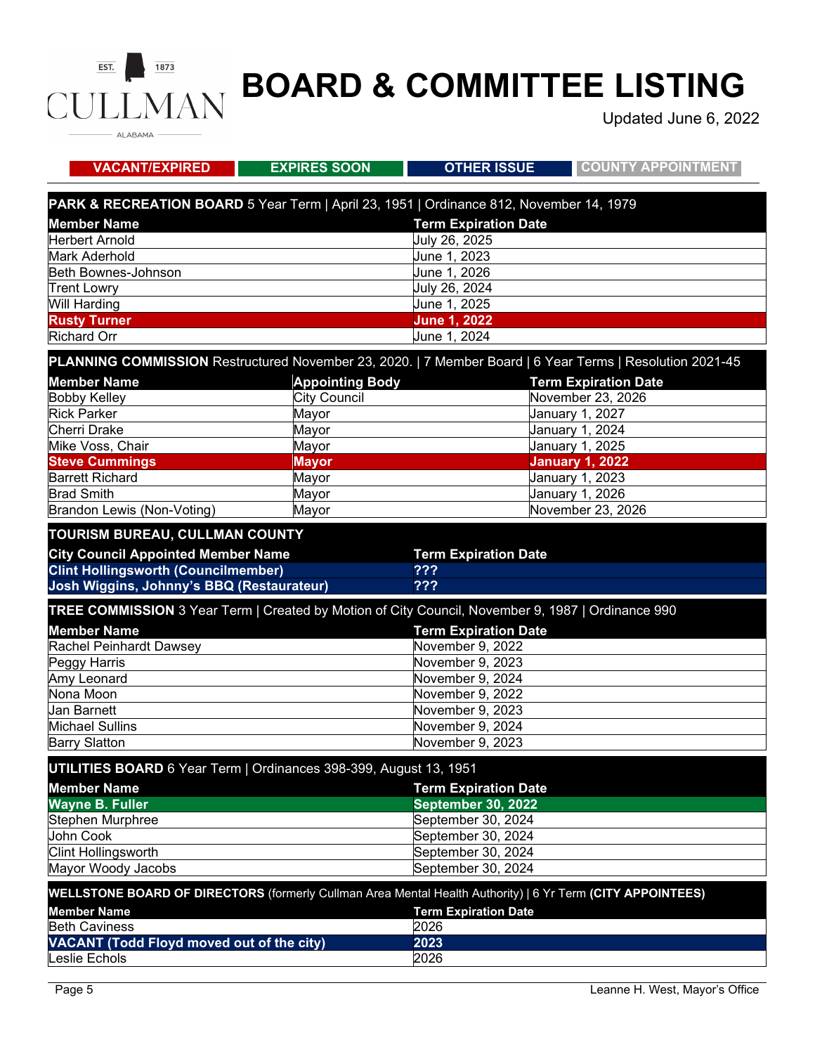# BOARD & COMMITTEE LISTING

Updated June 6, 2022

**VACANT/EXPIRED** | **EXPIRES SOON** | **OTHER ISSUE** | **COUNTY APPOINTMENT**

**PARK & RECREATION BOARD** 5 Year Term | April 23, 1951 | Ordinance 812, November 14, 1979

| Member Name | Term Expiration Date |
|---|---|
| Herbert Arnold | July 26, 2025 |
| Mark Aderhold | June 1, 2023 |
| Beth Bownes-Johnson | June 1, 2026 |
| Trent Lowry | July 26, 2024 |
| Will Harding | June 1, 2025 |
| **Rusty Turner** | **June 1, 2022** |
| Richard Orr | June 1, 2024 |

**PLANNING COMMISSION** Restructured November 23, 2020. | 7 Member Board | 6 Year Terms | Resolution 2021-45

| Member Name | Appointing Body | Term Expiration Date |
|---|---|---|
| Bobby Kelley | City Council | November 23, 2026 |
| Rick Parker | Mayor | January 1, 2027 |
| Cherri Drake | Mayor | January 1, 2024 |
| Mike Voss, Chair | Mayor | January 1, 2025 |
| **Steve Cummings** | **Mayor** | **January 1, 2022** |
| Barrett Richard | Mayor | January 1, 2023 |
| Brad Smith | Mayor | January 1, 2026 |
| Brandon Lewis (Non-Voting) | Mayor | November 23, 2026 |

**TOURISM BUREAU, CULLMAN COUNTY**

| City Council Appointed Member Name | Term Expiration Date |
|---|---|
| **Clint Hollingsworth (Councilmember)** | **???** |
| **Josh Wiggins, Johnny's BBQ (Restaurateur)** | **???** |

**TREE COMMISSION** 3 Year Term | Created by Motion of City Council, November 9, 1987 | Ordinance 990

| Member Name | Term Expiration Date |
|---|---|
| Rachel Peinhardt Dawsey | November 9, 2022 |
| Peggy Harris | November 9, 2023 |
| Amy Leonard | November 9, 2024 |
| Nona Moon | November 9, 2022 |
| Jan Barnett | November 9, 2023 |
| Michael Sullins | November 9, 2024 |
| Barry Slatton | November 9, 2023 |

**UTILITIES BOARD** 6 Year Term | Ordinances 398-399, August 13, 1951

| Member Name | Term Expiration Date |
|---|---|
| **Wayne B. Fuller** | **September 30, 2022** |
| Stephen Murphree | September 30, 2024 |
| John Cook | September 30, 2024 |
| Clint Hollingsworth | September 30, 2024 |
| Mayor Woody Jacobs | September 30, 2024 |

**WELLSTONE BOARD OF DIRECTORS** (formerly Cullman Area Mental Health Authority) | 6 Yr Term **(CITY APPOINTEES)**

| Member Name | Term Expiration Date |
|---|---|
| Beth Caviness | 2026 |
| **VACANT (Todd Floyd moved out of the city)** | **2023** |
| Leslie Echols | 2026 |

Leanne H. West, Mayor's Office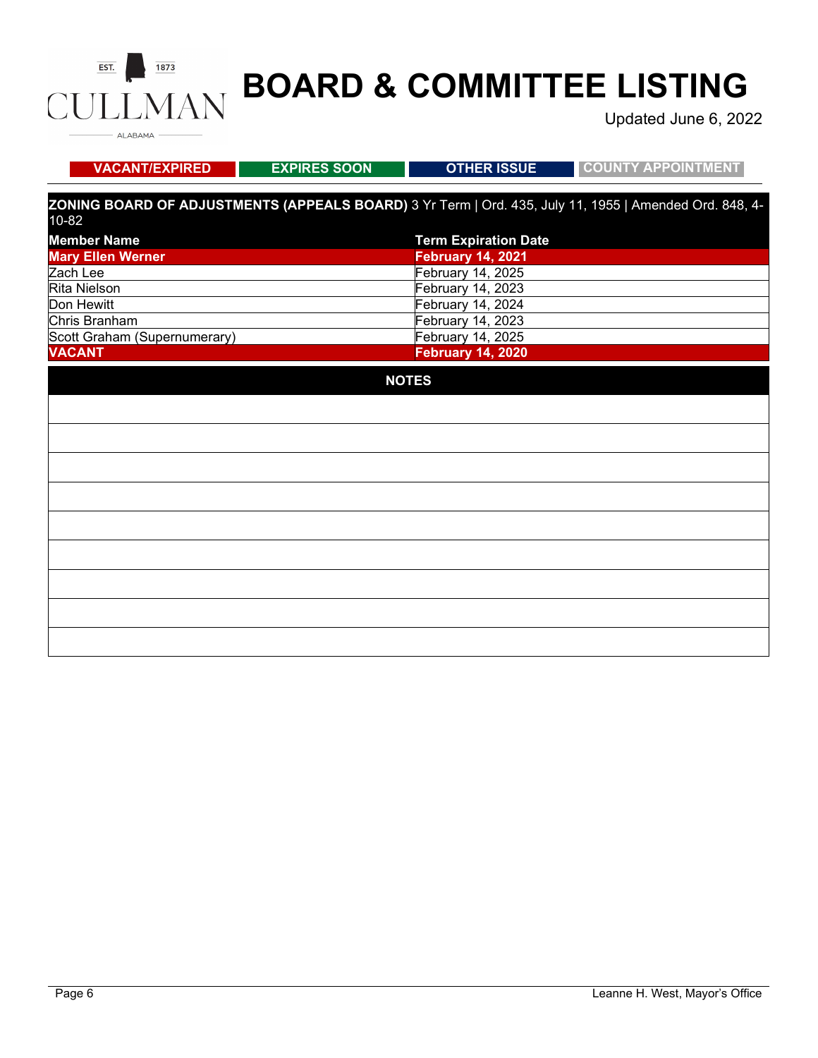# BOARD & COMMITTEE LISTING

Updated June 6, 2022

VACANT/EXPIRED | EXPIRES SOON | OTHER ISSUE | COUNTY APPOINTMENT

**ZONING BOARD OF ADJUSTMENTS (APPEALS BOARD)** 3 Yr Term | Ord. 435, July 11, 1955 | Amended Ord. 848, 4-10-82

| Member Name | Term Expiration Date |
|---|---|
| **Mary Ellen Werner** | **February 14, 2021** |
| Zach Lee | February 14, 2025 |
| Rita Nielson | February 14, 2023 |
| Don Hewitt | February 14, 2024 |
| Chris Branham | February 14, 2023 |
| Scott Graham (Supernumerary) | February 14, 2025 |
| **VACANT** | **February 14, 2020** |

| NOTES |
|---|
| |
| |
| |
| |
| |
| |
| |
| |
| |

Leanne H. West, Mayor's Office